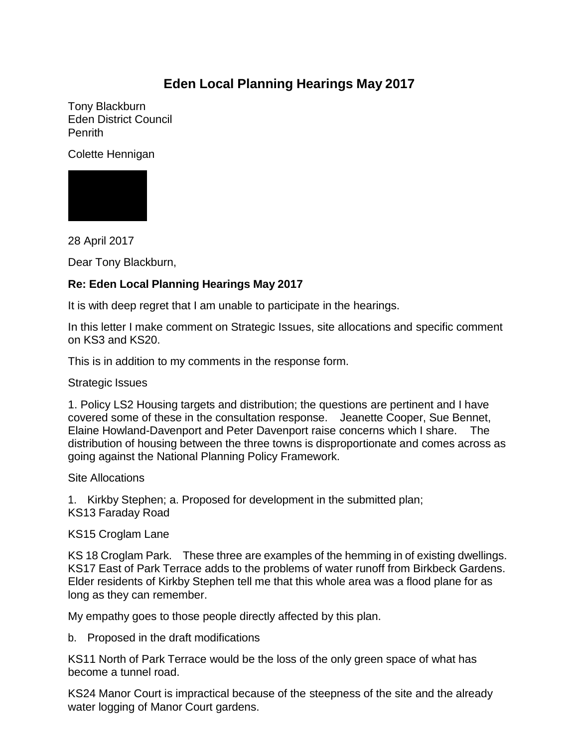# Eden Local Planning Hearings May 2017

Tony Blackburn
Eden District Council
Penrith

Colette Hennigan

28 April 2017

Dear Tony Blackburn,

**Re: Eden Local Planning Hearings May 2017**

It is with deep regret that I am unable to participate in the hearings.

In this letter I make comment on Strategic Issues, site allocations and specific comment on KS3 and KS20.

This is in addition to my comments in the response form.

Strategic Issues

1. Policy LS2 Housing targets and distribution; the questions are pertinent and I have covered some of these in the consultation response. Jeanette Cooper, Sue Bennet, Elaine Howland-Davenport and Peter Davenport raise concerns which I share. The distribution of housing between the three towns is disproportionate and comes across as going against the National Planning Policy Framework.

Site Allocations

1. Kirkby Stephen; a. Proposed for development in the submitted plan;
KS13 Faraday Road

KS15 Croglam Lane

KS 18 Croglam Park. These three are examples of the hemming in of existing dwellings. KS17 East of Park Terrace adds to the problems of water runoff from Birkbeck Gardens. Elder residents of Kirkby Stephen tell me that this whole area was a flood plane for as long as they can remember.

My empathy goes to those people directly affected by this plan.

b. Proposed in the draft modifications

KS11 North of Park Terrace would be the loss of the only green space of what has become a tunnel road.

KS24 Manor Court is impractical because of the steepness of the site and the already water logging of Manor Court gardens.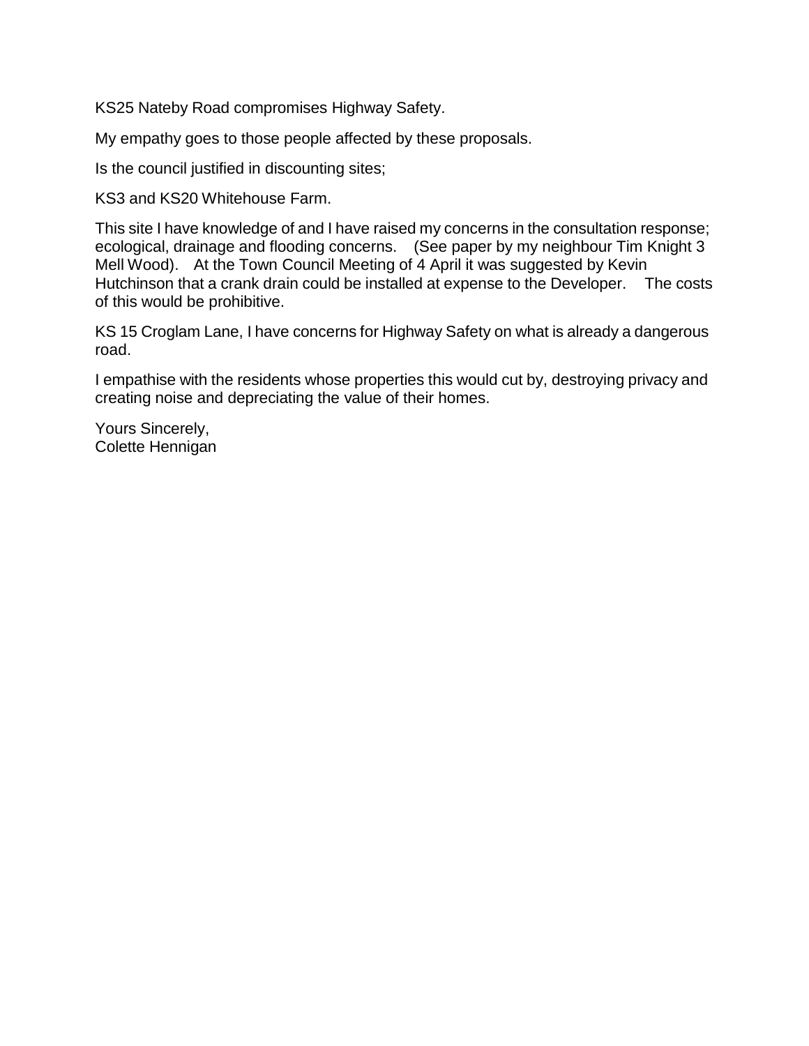KS25 Nateby Road compromises Highway Safety.

My empathy goes to those people affected by these proposals.

Is the council justified in discounting sites;

KS3 and KS20 Whitehouse Farm.

This site I have knowledge of and I have raised my concerns in the consultation response; ecological, drainage and flooding concerns. (See paper by my neighbour Tim Knight 3 Mell Wood). At the Town Council Meeting of 4 April it was suggested by Kevin Hutchinson that a crank drain could be installed at expense to the Developer. The costs of this would be prohibitive.

KS 15 Croglam Lane, I have concerns for Highway Safety on what is already a dangerous road.

I empathise with the residents whose properties this would cut by, destroying privacy and creating noise and depreciating the value of their homes.

Yours Sincerely,
Colette Hennigan